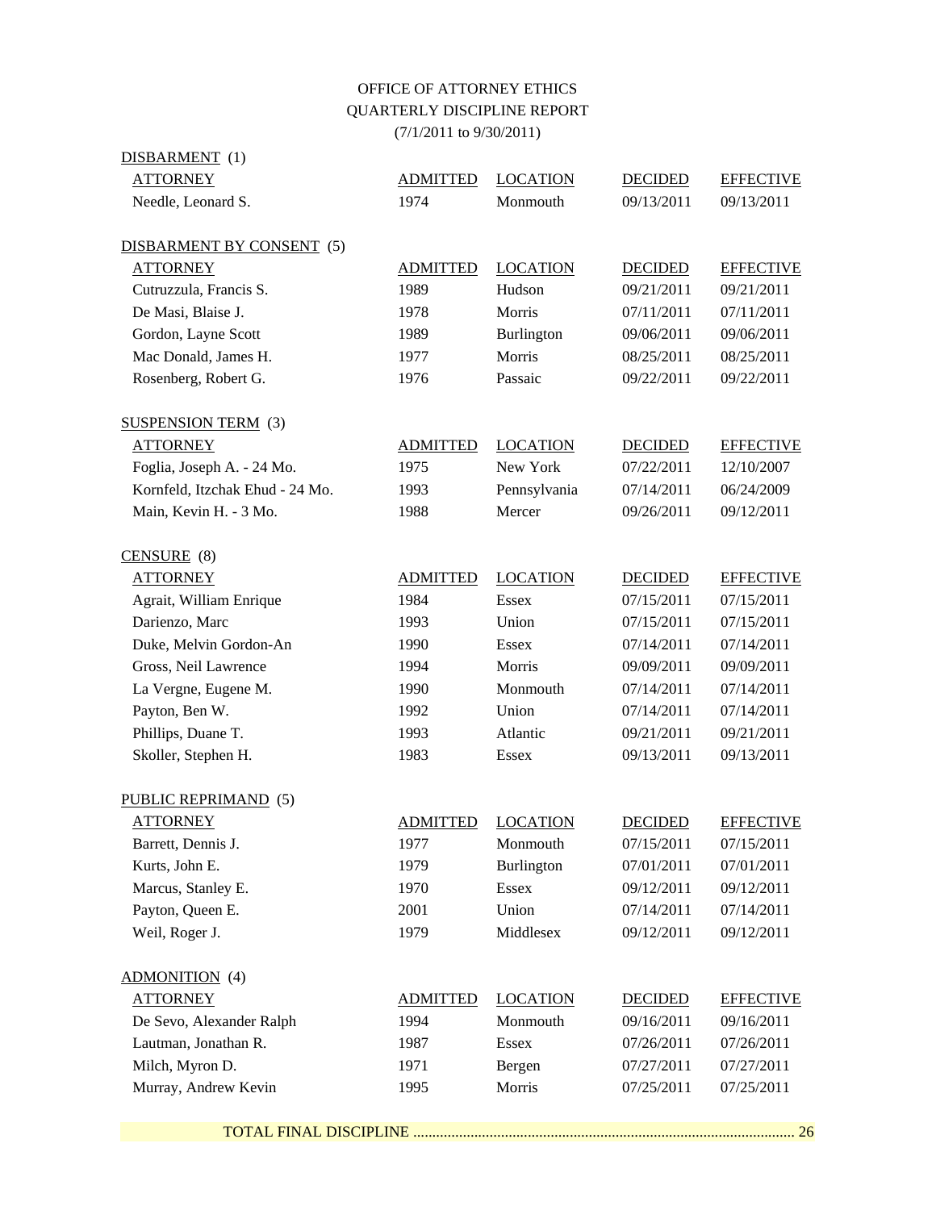# OFFICE OF ATTORNEY ETHICS
## QUARTERLY DISCIPLINE REPORT
### (7/1/2011 to 9/30/2011)

DISBARMENT (1)

| ATTORNEY | ADMITTED | LOCATION | DECIDED | EFFECTIVE |
|---|---|---|---|---|
| Needle, Leonard S. | 1974 | Monmouth | 09/13/2011 | 09/13/2011 |

DISBARMENT BY CONSENT (5)

| ATTORNEY | ADMITTED | LOCATION | DECIDED | EFFECTIVE |
|---|---|---|---|---|
| Cutruzzula, Francis S. | 1989 | Hudson | 09/21/2011 | 09/21/2011 |
| De Masi, Blaise J. | 1978 | Morris | 07/11/2011 | 07/11/2011 |
| Gordon, Layne Scott | 1989 | Burlington | 09/06/2011 | 09/06/2011 |
| Mac Donald, James H. | 1977 | Morris | 08/25/2011 | 08/25/2011 |
| Rosenberg, Robert G. | 1976 | Passaic | 09/22/2011 | 09/22/2011 |

SUSPENSION TERM (3)

| ATTORNEY | ADMITTED | LOCATION | DECIDED | EFFECTIVE |
|---|---|---|---|---|
| Foglia, Joseph A. - 24 Mo. | 1975 | New York | 07/22/2011 | 12/10/2007 |
| Kornfeld, Itzchak Ehud - 24 Mo. | 1993 | Pennsylvania | 07/14/2011 | 06/24/2009 |
| Main, Kevin H. - 3 Mo. | 1988 | Mercer | 09/26/2011 | 09/12/2011 |

CENSURE (8)

| ATTORNEY | ADMITTED | LOCATION | DECIDED | EFFECTIVE |
|---|---|---|---|---|
| Agrait, William Enrique | 1984 | Essex | 07/15/2011 | 07/15/2011 |
| Darienzo, Marc | 1993 | Union | 07/15/2011 | 07/15/2011 |
| Duke, Melvin Gordon-An | 1990 | Essex | 07/14/2011 | 07/14/2011 |
| Gross, Neil Lawrence | 1994 | Morris | 09/09/2011 | 09/09/2011 |
| La Vergne, Eugene M. | 1990 | Monmouth | 07/14/2011 | 07/14/2011 |
| Payton, Ben W. | 1992 | Union | 07/14/2011 | 07/14/2011 |
| Phillips, Duane T. | 1993 | Atlantic | 09/21/2011 | 09/21/2011 |
| Skoller, Stephen H. | 1983 | Essex | 09/13/2011 | 09/13/2011 |

PUBLIC REPRIMAND (5)

| ATTORNEY | ADMITTED | LOCATION | DECIDED | EFFECTIVE |
|---|---|---|---|---|
| Barrett, Dennis J. | 1977 | Monmouth | 07/15/2011 | 07/15/2011 |
| Kurts, John E. | 1979 | Burlington | 07/01/2011 | 07/01/2011 |
| Marcus, Stanley E. | 1970 | Essex | 09/12/2011 | 09/12/2011 |
| Payton, Queen E. | 2001 | Union | 07/14/2011 | 07/14/2011 |
| Weil, Roger J. | 1979 | Middlesex | 09/12/2011 | 09/12/2011 |

ADMONITION (4)

| ATTORNEY | ADMITTED | LOCATION | DECIDED | EFFECTIVE |
|---|---|---|---|---|
| De Sevo, Alexander Ralph | 1994 | Monmouth | 09/16/2011 | 09/16/2011 |
| Lautman, Jonathan R. | 1987 | Essex | 07/26/2011 | 07/26/2011 |
| Milch, Myron D. | 1971 | Bergen | 07/27/2011 | 07/27/2011 |
| Murray, Andrew Kevin | 1995 | Morris | 07/25/2011 | 07/25/2011 |

TOTAL FINAL DISCIPLINE ........................................................................................ 26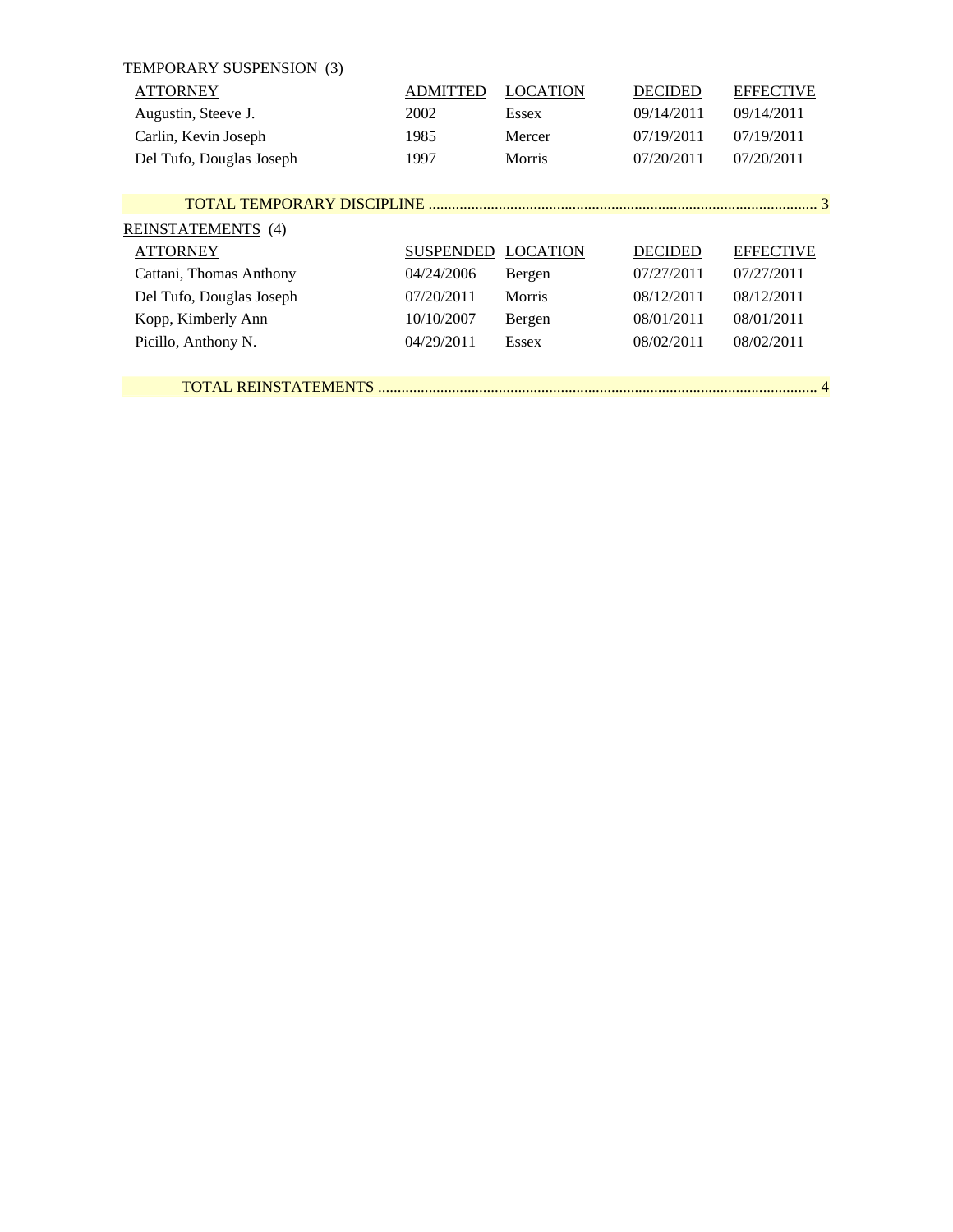TEMPORARY SUSPENSION (3)

| ATTORNEY | ADMITTED | LOCATION | DECIDED | EFFECTIVE |
|---|---|---|---|---|
| Augustin, Steeve J. | 2002 | Essex | 09/14/2011 | 09/14/2011 |
| Carlin, Kevin Joseph | 1985 | Mercer | 07/19/2011 | 07/19/2011 |
| Del Tufo, Douglas Joseph | 1997 | Morris | 07/20/2011 | 07/20/2011 |

TOTAL TEMPORARY DISCIPLINE .................................................................................................... 3

REINSTATEMENTS (4)

| ATTORNEY | SUSPENDED | LOCATION | DECIDED | EFFECTIVE |
|---|---|---|---|---|
| Cattani, Thomas Anthony | 04/24/2006 | Bergen | 07/27/2011 | 07/27/2011 |
| Del Tufo, Douglas Joseph | 07/20/2011 | Morris | 08/12/2011 | 08/12/2011 |
| Kopp, Kimberly Ann | 10/10/2007 | Bergen | 08/01/2011 | 08/01/2011 |
| Picillo, Anthony N. | 04/29/2011 | Essex | 08/02/2011 | 08/02/2011 |

TOTAL REINSTATEMENTS .................................................................................................................. 4